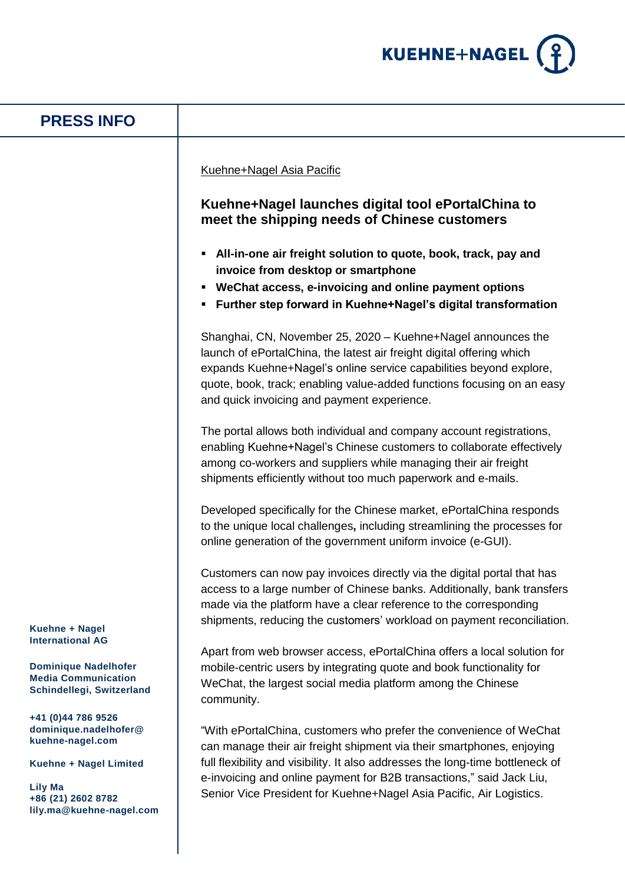KUEHNE+NAGEL

**PRESS INFO**

Kuehne+Nagel Asia Pacific

## Kuehne+Nagel launches digital tool ePortalChina to meet the shipping needs of Chinese customers

- **All-in-one air freight solution to quote, book, track, pay and invoice from desktop or smartphone**
- **WeChat access, e-invoicing and online payment options**
- **Further step forward in Kuehne+Nagel's digital transformation**

Shanghai, CN, November 25, 2020 – Kuehne+Nagel announces the launch of ePortalChina, the latest air freight digital offering which expands Kuehne+Nagel's online service capabilities beyond explore, quote, book, track; enabling value-added functions focusing on an easy and quick invoicing and payment experience.

The portal allows both individual and company account registrations, enabling Kuehne+Nagel's Chinese customers to collaborate effectively among co-workers and suppliers while managing their air freight shipments efficiently without too much paperwork and e-mails.

Developed specifically for the Chinese market, ePortalChina responds to the unique local challenges**,** including streamlining the processes for online generation of the government uniform invoice (e-GUI).

Customers can now pay invoices directly via the digital portal that has access to a large number of Chinese banks. Additionally, bank transfers made via the platform have a clear reference to the corresponding shipments, reducing the customers' workload on payment reconciliation.

Apart from web browser access, ePortalChina offers a local solution for mobile-centric users by integrating quote and book functionality for WeChat, the largest social media platform among the Chinese community.

"With ePortalChina, customers who prefer the convenience of WeChat can manage their air freight shipment via their smartphones, enjoying full flexibility and visibility. It also addresses the long-time bottleneck of e-invoicing and online payment for B2B transactions," said Jack Liu, Senior Vice President for Kuehne+Nagel Asia Pacific, Air Logistics.

**Kuehne + Nagel International AG**

**Dominique Nadelhofer**
**Media Communication**
**Schindellegi, Switzerland**

**+41 (0)44 786 9526**
**dominique.nadelhofer@kuehne-nagel.com**

**Kuehne + Nagel Limited**

**Lily Ma**
**+86 (21) 2602 8782**
**lily.ma@kuehne-nagel.com**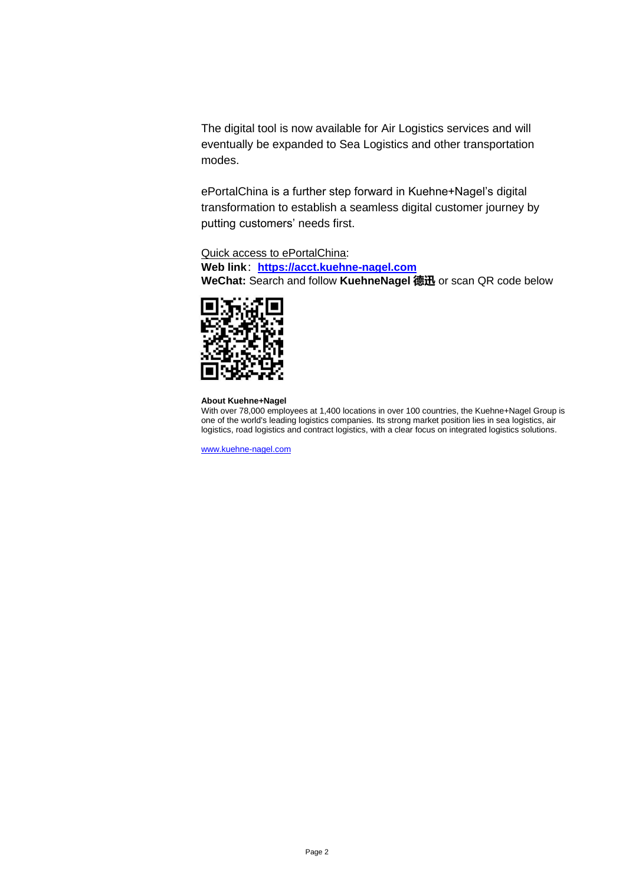The digital tool is now available for Air Logistics services and will eventually be expanded to Sea Logistics and other transportation modes.

ePortalChina is a further step forward in Kuehne+Nagel's digital transformation to establish a seamless digital customer journey by putting customers' needs first.

Quick access to ePortalChina:
**Web link**: **https://acct.kuehne-nagel.com**
**WeChat:** Search and follow **KuehneNagel 德迅** or scan QR code below

**About Kuehne+Nagel**
With over 78,000 employees at 1,400 locations in over 100 countries, the Kuehne+Nagel Group is one of the world's leading logistics companies. Its strong market position lies in sea logistics, air logistics, road logistics and contract logistics, with a clear focus on integrated logistics solutions.

www.kuehne-nagel.com